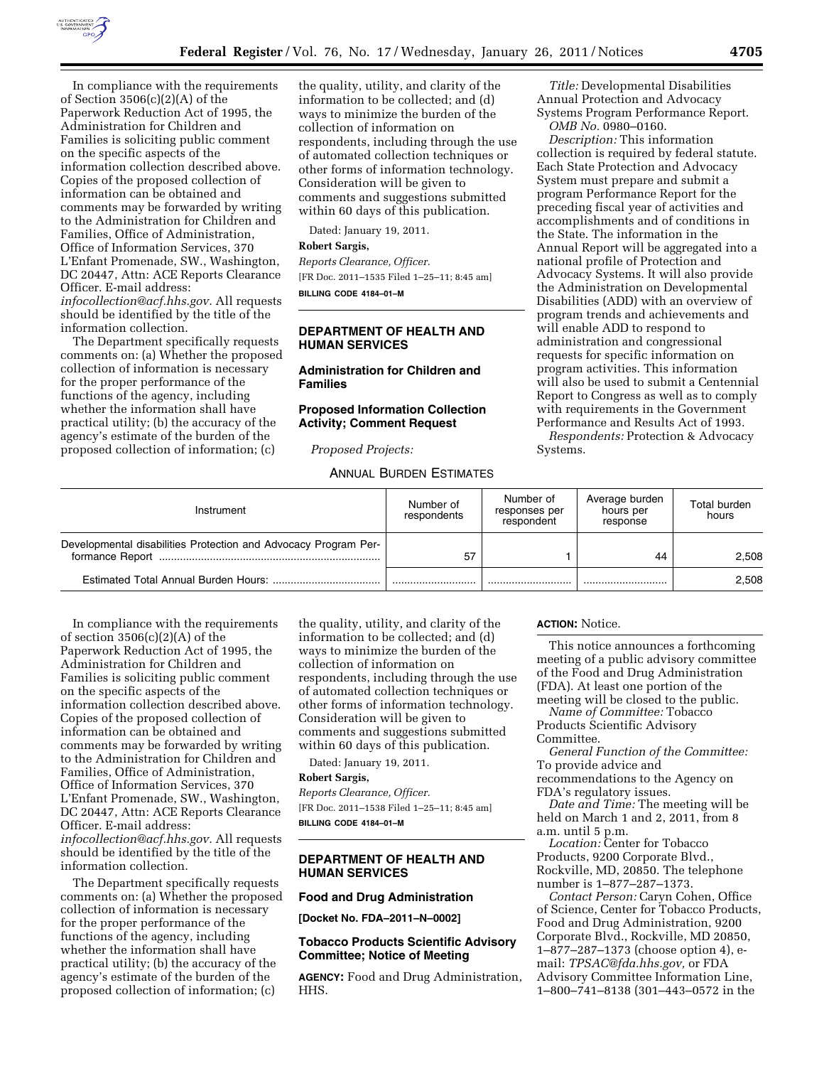In compliance with the requirements of Section 3506(c)(2)(A) of the Paperwork Reduction Act of 1995, the Administration for Children and Families is soliciting public comment on the specific aspects of the information collection described above. Copies of the proposed collection of information can be obtained and comments may be forwarded by writing to the Administration for Children and Families, Office of Administration, Office of Information Services, 370 L'Enfant Promenade, SW., Washington, DC 20447, Attn: ACE Reports Clearance Officer. E-mail address: *infocollection@acf.hhs.gov.* All requests should be identified by the title of the information collection.

The Department specifically requests comments on: (a) Whether the proposed collection of information is necessary for the proper performance of the functions of the agency, including whether the information shall have practical utility; (b) the accuracy of the agency's estimate of the burden of the proposed collection of information; (c) the quality, utility, and clarity of the information to be collected; and (d) ways to minimize the burden of the collection of information on respondents, including through the use of automated collection techniques or other forms of information technology. Consideration will be given to comments and suggestions submitted within 60 days of this publication.

Dated: January 19, 2011.

**Robert Sargis,**

*Reports Clearance, Officer.*

[FR Doc. 2011–1535 Filed 1–25–11; 8:45 am]

**BILLING CODE 4184–01–M**

## DEPARTMENT OF HEALTH AND HUMAN SERVICES

### Administration for Children and Families

### Proposed Information Collection Activity; Comment Request

*Proposed Projects:*

*Title:* Developmental Disabilities Annual Protection and Advocacy Systems Program Performance Report.

*OMB No.* 0980–0160.

*Description:* This information collection is required by federal statute. Each State Protection and Advocacy System must prepare and submit a program Performance Report for the preceding fiscal year of activities and accomplishments and of conditions in the State. The information in the Annual Report will be aggregated into a national profile of Protection and Advocacy Systems. It will also provide the Administration on Developmental Disabilities (ADD) with an overview of program trends and achievements and will enable ADD to respond to administration and congressional requests for specific information on program activities. This information will also be used to submit a Centennial Report to Congress as well as to comply with requirements in the Government Performance and Results Act of 1993.

*Respondents:* Protection & Advocacy Systems.

ANNUAL BURDEN ESTIMATES

| Instrument | Number of respondents | Number of responses per respondent | Average burden hours per response | Total burden hours |
|---|---|---|---|---|
| Developmental disabilities Protection and Advocacy Program Performance Report | 57 | 1 | 44 | 2,508 |
| Estimated Total Annual Burden Hours: | | | | 2,508 |

In compliance with the requirements of section 3506(c)(2)(A) of the Paperwork Reduction Act of 1995, the Administration for Children and Families is soliciting public comment on the specific aspects of the information collection described above. Copies of the proposed collection of information can be obtained and comments may be forwarded by writing to the Administration for Children and Families, Office of Administration, Office of Information Services, 370 L'Enfant Promenade, SW., Washington, DC 20447, Attn: ACE Reports Clearance Officer. E-mail address: *infocollection@acf.hhs.gov.* All requests should be identified by the title of the information collection.

The Department specifically requests comments on: (a) Whether the proposed collection of information is necessary for the proper performance of the functions of the agency, including whether the information shall have practical utility; (b) the accuracy of the agency's estimate of the burden of the proposed collection of information; (c) the quality, utility, and clarity of the information to be collected; and (d) ways to minimize the burden of the collection of information on respondents, including through the use of automated collection techniques or other forms of information technology. Consideration will be given to comments and suggestions submitted within 60 days of this publication.

Dated: January 19, 2011.

**Robert Sargis,**

*Reports Clearance, Officer.*

[FR Doc. 2011–1538 Filed 1–25–11; 8:45 am]

**BILLING CODE 4184–01–M**

## DEPARTMENT OF HEALTH AND HUMAN SERVICES

### Food and Drug Administration

**[Docket No. FDA–2011–N–0002]**

### Tobacco Products Scientific Advisory Committee; Notice of Meeting

**AGENCY:** Food and Drug Administration, HHS.

**ACTION:** Notice.

This notice announces a forthcoming meeting of a public advisory committee of the Food and Drug Administration (FDA). At least one portion of the meeting will be closed to the public.

*Name of Committee:* Tobacco Products Scientific Advisory Committee.

*General Function of the Committee:* To provide advice and recommendations to the Agency on FDA's regulatory issues.

*Date and Time:* The meeting will be held on March 1 and 2, 2011, from 8 a.m. until 5 p.m.

*Location:* Center for Tobacco Products, 9200 Corporate Blvd., Rockville, MD, 20850. The telephone number is 1–877–287–1373.

*Contact Person:* Caryn Cohen, Office of Science, Center for Tobacco Products, Food and Drug Administration, 9200 Corporate Blvd., Rockville, MD 20850, 1–877–287–1373 (choose option 4), e-mail: *TPSAC@fda.hhs.gov,* or FDA Advisory Committee Information Line, 1–800–741–8138 (301–443–0572 in the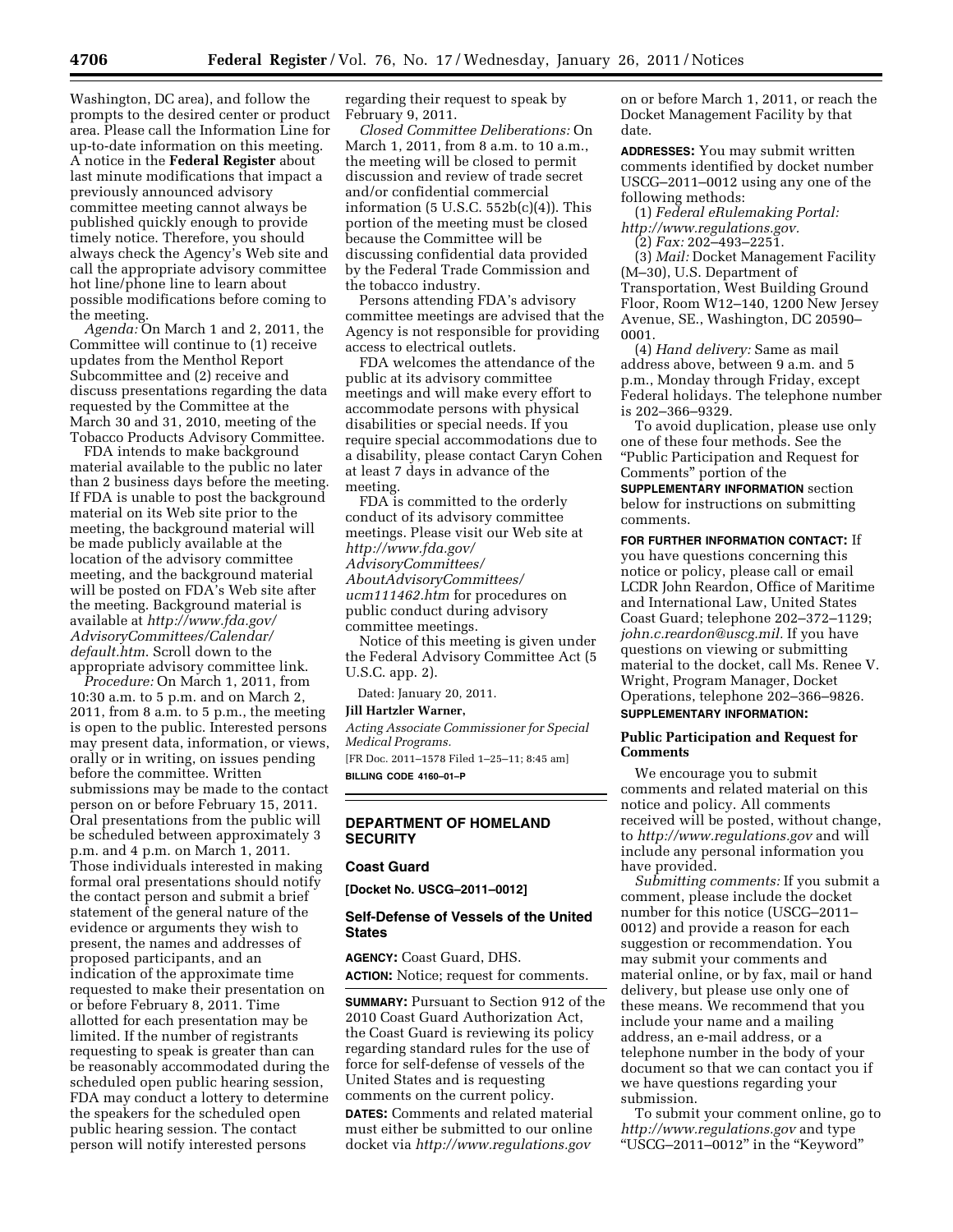Washington, DC area), and follow the prompts to the desired center or product area. Please call the Information Line for up-to-date information on this meeting. A notice in the **Federal Register** about last minute modifications that impact a previously announced advisory committee meeting cannot always be published quickly enough to provide timely notice. Therefore, you should always check the Agency's Web site and call the appropriate advisory committee hot line/phone line to learn about possible modifications before coming to the meeting.

*Agenda:* On March 1 and 2, 2011, the Committee will continue to (1) receive updates from the Menthol Report Subcommittee and (2) receive and discuss presentations regarding the data requested by the Committee at the March 30 and 31, 2010, meeting of the Tobacco Products Advisory Committee.

FDA intends to make background material available to the public no later than 2 business days before the meeting. If FDA is unable to post the background material on its Web site prior to the meeting, the background material will be made publicly available at the location of the advisory committee meeting, and the background material will be posted on FDA's Web site after the meeting. Background material is available at *http://www.fda.gov/AdvisoryCommittees/Calendar/default.htm.* Scroll down to the appropriate advisory committee link.

*Procedure:* On March 1, 2011, from 10:30 a.m. to 5 p.m. and on March 2, 2011, from 8 a.m. to 5 p.m., the meeting is open to the public. Interested persons may present data, information, or views, orally or in writing, on issues pending before the committee. Written submissions may be made to the contact person on or before February 15, 2011. Oral presentations from the public will be scheduled between approximately 3 p.m. and 4 p.m. on March 1, 2011. Those individuals interested in making formal oral presentations should notify the contact person and submit a brief statement of the general nature of the evidence or arguments they wish to present, the names and addresses of proposed participants, and an indication of the approximate time requested to make their presentation on or before February 8, 2011. Time allotted for each presentation may be limited. If the number of registrants requesting to speak is greater than can be reasonably accommodated during the scheduled open public hearing session, FDA may conduct a lottery to determine the speakers for the scheduled open public hearing session. The contact person will notify interested persons regarding their request to speak by February 9, 2011.

*Closed Committee Deliberations:* On March 1, 2011, from 8 a.m. to 10 a.m., the meeting will be closed to permit discussion and review of trade secret and/or confidential commercial information (5 U.S.C. 552b(c)(4)). This portion of the meeting must be closed because the Committee will be discussing confidential data provided by the Federal Trade Commission and the tobacco industry.

Persons attending FDA's advisory committee meetings are advised that the Agency is not responsible for providing access to electrical outlets.

FDA welcomes the attendance of the public at its advisory committee meetings and will make every effort to accommodate persons with physical disabilities or special needs. If you require special accommodations due to a disability, please contact Caryn Cohen at least 7 days in advance of the meeting.

FDA is committed to the orderly conduct of its advisory committee meetings. Please visit our Web site at *http://www.fda.gov/AdvisoryCommittees/AboutAdvisoryCommittees/ucm111462.htm* for procedures on public conduct during advisory committee meetings.

Notice of this meeting is given under the Federal Advisory Committee Act (5 U.S.C. app. 2).

Dated: January 20, 2011.

**Jill Hartzler Warner,**

*Acting Associate Commissioner for Special Medical Programs.*

[FR Doc. 2011–1578 Filed 1–25–11; 8:45 am]

**BILLING CODE 4160–01–P**

## DEPARTMENT OF HOMELAND SECURITY

### Coast Guard

**[Docket No. USCG–2011–0012]**

### Self-Defense of Vessels of the United States

**AGENCY:** Coast Guard, DHS.

**ACTION:** Notice; request for comments.

**SUMMARY:** Pursuant to Section 912 of the 2010 Coast Guard Authorization Act, the Coast Guard is reviewing its policy regarding standard rules for the use of force for self-defense of vessels of the United States and is requesting comments on the current policy.

**DATES:** Comments and related material must either be submitted to our online docket via *http://www.regulations.gov* on or before March 1, 2011, or reach the Docket Management Facility by that date.

**ADDRESSES:** You may submit written comments identified by docket number USCG–2011–0012 using any one of the following methods:

(1) *Federal eRulemaking Portal: http://www.regulations.gov.*

(2) *Fax:* 202–493–2251.

(3) *Mail:* Docket Management Facility (M–30), U.S. Department of Transportation, West Building Ground Floor, Room W12–140, 1200 New Jersey Avenue, SE., Washington, DC 20590–0001.

(4) *Hand delivery:* Same as mail address above, between 9 a.m. and 5 p.m., Monday through Friday, except Federal holidays. The telephone number is 202–366–9329.

To avoid duplication, please use only one of these four methods. See the "Public Participation and Request for Comments" portion of the **SUPPLEMENTARY INFORMATION** section below for instructions on submitting comments.

**FOR FURTHER INFORMATION CONTACT:** If you have questions concerning this notice or policy, please call or email LCDR John Reardon, Office of Maritime and International Law, United States Coast Guard; telephone 202–372–1129; *john.c.reardon@uscg.mil.* If you have questions on viewing or submitting material to the docket, call Ms. Renee V. Wright, Program Manager, Docket Operations, telephone 202–366–9826.

**SUPPLEMENTARY INFORMATION:**

#### Public Participation and Request for Comments

We encourage you to submit comments and related material on this notice and policy. All comments received will be posted, without change, to *http://www.regulations.gov* and will include any personal information you have provided.

*Submitting comments:* If you submit a comment, please include the docket number for this notice (USCG–2011–0012) and provide a reason for each suggestion or recommendation. You may submit your comments and material online, or by fax, mail or hand delivery, but please use only one of these means. We recommend that you include your name and a mailing address, an e-mail address, or a telephone number in the body of your document so that we can contact you if we have questions regarding your submission.

To submit your comment online, go to *http://www.regulations.gov* and type "USCG–2011–0012" in the "Keyword"